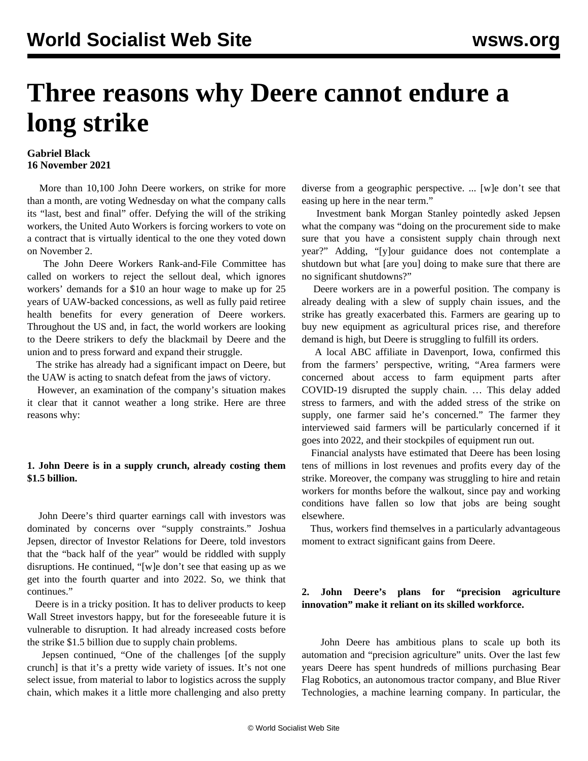# Three reasons why Deere cannot endure a long strike

**Gabriel Black**
**16 November 2021**

More than 10,100 John Deere workers, on strike for more than a month, are voting Wednesday on what the company calls its "last, best and final" offer. Defying the will of the striking workers, the United Auto Workers is forcing workers to vote on a contract that is virtually identical to the one they voted down on November 2.

The John Deere Workers Rank-and-File Committee has called on workers to reject the sellout deal, which ignores workers' demands for a $10 an hour wage to make up for 25 years of UAW-backed concessions, as well as fully paid retiree health benefits for every generation of Deere workers. Throughout the US and, in fact, the world workers are looking to the Deere strikers to defy the blackmail by Deere and the union and to press forward and expand their struggle.

The strike has already had a significant impact on Deere, but the UAW is acting to snatch defeat from the jaws of victory.

However, an examination of the company's situation makes it clear that it cannot weather a long strike. Here are three reasons why:

**1. John Deere is in a supply crunch, already costing them $1.5 billion.**

John Deere's third quarter earnings call with investors was dominated by concerns over "supply constraints." Joshua Jepsen, director of Investor Relations for Deere, told investors that the "back half of the year" would be riddled with supply disruptions. He continued, "[w]e don't see that easing up as we get into the fourth quarter and into 2022. So, we think that continues."

Deere is in a tricky position. It has to deliver products to keep Wall Street investors happy, but for the foreseeable future it is vulnerable to disruption. It had already increased costs before the strike $1.5 billion due to supply chain problems.

Jepsen continued, "One of the challenges [of the supply crunch] is that it's a pretty wide variety of issues. It's not one select issue, from material to labor to logistics across the supply chain, which makes it a little more challenging and also pretty diverse from a geographic perspective. ... [w]e don't see that easing up here in the near term."

Investment bank Morgan Stanley pointedly asked Jepsen what the company was "doing on the procurement side to make sure that you have a consistent supply chain through next year?" Adding, "[y]our guidance does not contemplate a shutdown but what [are you] doing to make sure that there are no significant shutdowns?"

Deere workers are in a powerful position. The company is already dealing with a slew of supply chain issues, and the strike has greatly exacerbated this. Farmers are gearing up to buy new equipment as agricultural prices rise, and therefore demand is high, but Deere is struggling to fulfill its orders.

A local ABC affiliate in Davenport, Iowa, confirmed this from the farmers' perspective, writing, "Area farmers were concerned about access to farm equipment parts after COVID-19 disrupted the supply chain. … This delay added stress to farmers, and with the added stress of the strike on supply, one farmer said he's concerned." The farmer they interviewed said farmers will be particularly concerned if it goes into 2022, and their stockpiles of equipment run out.

Financial analysts have estimated that Deere has been losing tens of millions in lost revenues and profits every day of the strike. Moreover, the company was struggling to hire and retain workers for months before the walkout, since pay and working conditions have fallen so low that jobs are being sought elsewhere.

Thus, workers find themselves in a particularly advantageous moment to extract significant gains from Deere.

**2. John Deere's plans for "precision agriculture innovation" make it reliant on its skilled workforce.**

John Deere has ambitious plans to scale up both its automation and "precision agriculture" units. Over the last few years Deere has spent hundreds of millions purchasing Bear Flag Robotics, an autonomous tractor company, and Blue River Technologies, a machine learning company. In particular, the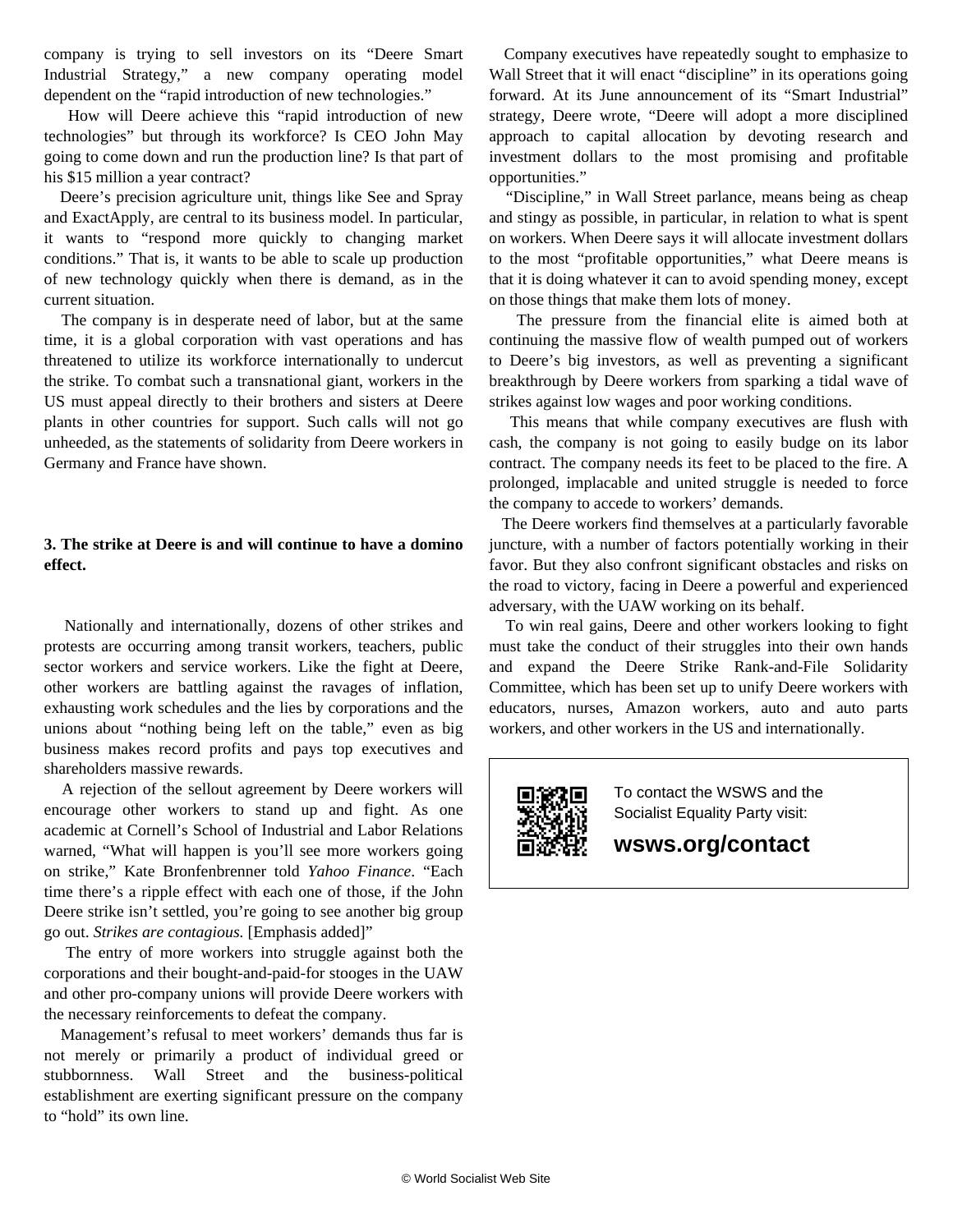company is trying to sell investors on its "Deere Smart Industrial Strategy," a new company operating model dependent on the "rapid introduction of new technologies."

How will Deere achieve this "rapid introduction of new technologies" but through its workforce? Is CEO John May going to come down and run the production line? Is that part of his $15 million a year contract?

Deere's precision agriculture unit, things like See and Spray and ExactApply, are central to its business model. In particular, it wants to "respond more quickly to changing market conditions." That is, it wants to be able to scale up production of new technology quickly when there is demand, as in the current situation.

The company is in desperate need of labor, but at the same time, it is a global corporation with vast operations and has threatened to utilize its workforce internationally to undercut the strike. To combat such a transnational giant, workers in the US must appeal directly to their brothers and sisters at Deere plants in other countries for support. Such calls will not go unheeded, as the statements of solidarity from Deere workers in Germany and France have shown.

**3. The strike at Deere is and will continue to have a domino effect.**

Nationally and internationally, dozens of other strikes and protests are occurring among transit workers, teachers, public sector workers and service workers. Like the fight at Deere, other workers are battling against the ravages of inflation, exhausting work schedules and the lies by corporations and the unions about "nothing being left on the table," even as big business makes record profits and pays top executives and shareholders massive rewards.

A rejection of the sellout agreement by Deere workers will encourage other workers to stand up and fight. As one academic at Cornell's School of Industrial and Labor Relations warned, "What will happen is you'll see more workers going on strike," Kate Bronfenbrenner told *Yahoo Finance*. "Each time there's a ripple effect with each one of those, if the John Deere strike isn't settled, you're going to see another big group go out. *Strikes are contagious.* [Emphasis added]"

The entry of more workers into struggle against both the corporations and their bought-and-paid-for stooges in the UAW and other pro-company unions will provide Deere workers with the necessary reinforcements to defeat the company.

Management's refusal to meet workers' demands thus far is not merely or primarily a product of individual greed or stubbornness. Wall Street and the business-political establishment are exerting significant pressure on the company to "hold" its own line.

Company executives have repeatedly sought to emphasize to Wall Street that it will enact "discipline" in its operations going forward. At its June announcement of its "Smart Industrial" strategy, Deere wrote, "Deere will adopt a more disciplined approach to capital allocation by devoting research and investment dollars to the most promising and profitable opportunities."

"Discipline," in Wall Street parlance, means being as cheap and stingy as possible, in particular, in relation to what is spent on workers. When Deere says it will allocate investment dollars to the most "profitable opportunities," what Deere means is that it is doing whatever it can to avoid spending money, except on those things that make them lots of money.

The pressure from the financial elite is aimed both at continuing the massive flow of wealth pumped out of workers to Deere's big investors, as well as preventing a significant breakthrough by Deere workers from sparking a tidal wave of strikes against low wages and poor working conditions.

This means that while company executives are flush with cash, the company is not going to easily budge on its labor contract. The company needs its feet to be placed to the fire. A prolonged, implacable and united struggle is needed to force the company to accede to workers' demands.

The Deere workers find themselves at a particularly favorable juncture, with a number of factors potentially working in their favor. But they also confront significant obstacles and risks on the road to victory, facing in Deere a powerful and experienced adversary, with the UAW working on its behalf.

To win real gains, Deere and other workers looking to fight must take the conduct of their struggles into their own hands and expand the Deere Strike Rank-and-File Solidarity Committee, which has been set up to unify Deere workers with educators, nurses, Amazon workers, auto and auto parts workers, and other workers in the US and internationally.

To contact the WSWS and the Socialist Equality Party visit:

**wsws.org/contact**